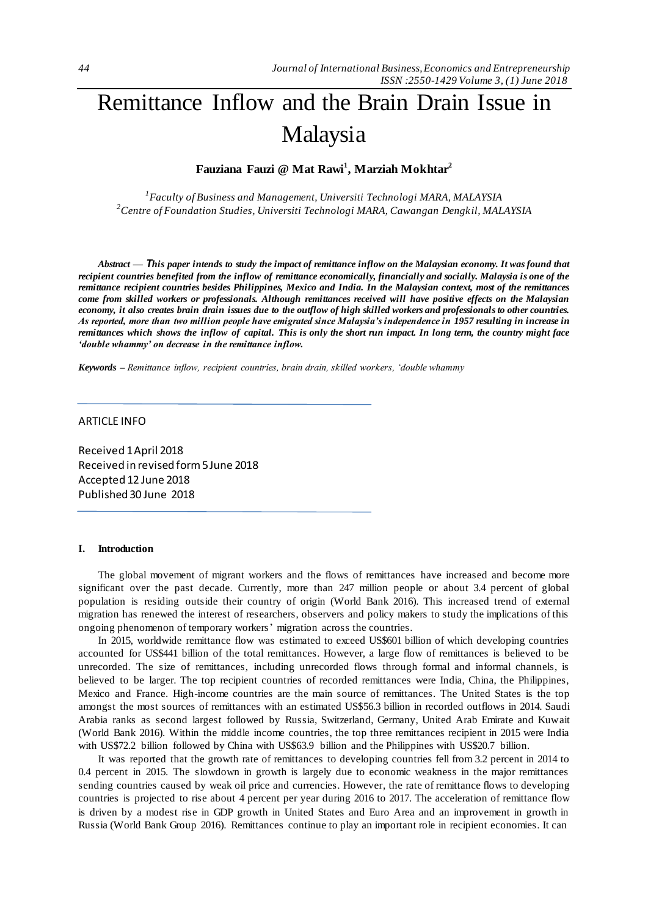# Remittance Inflow and the Brain Drain Issue in Malaysia

**Fauziana Fauzi @ Mat Rawi[1], Marziah Mokhtar[2]**

[1]*Faculty of Business and Management, Universiti Technologi MARA, MALAYSIA*
[2]*Centre of Foundation Studies, Universiti Technologi MARA, Cawangan Dengkil, MALAYSIA*

***Abstract — This paper intends to study the impact of remittance inflow on the Malaysian economy. It was found that recipient countries benefited from the inflow of remittance economically, financially and socially. Malaysia is one of the remittance recipient countries besides Philippines, Mexico and India. In the Malaysian context, most of the remittances come from skilled workers or professionals. Although remittances received will have positive effects on the Malaysian economy, it also creates brain drain issues due to the outflow of high skilled workers and professionals to other countries. As reported, more than two million people have emigrated since Malaysia's independence in 1957 resulting in increase in remittances which shows the inflow of capital. This is only the short run impact. In long term, the country might face 'double whammy' on decrease in the remittance inflow.***

***Keywords** – Remittance inflow, recipient countries, brain drain, skilled workers, 'double whammy*

ARTICLE INFO

Received 1 April 2018
Received in revised form 5 June 2018
Accepted 12 June 2018
Published 30 June 2018

## I. Introduction

The global movement of migrant workers and the flows of remittances have increased and become more significant over the past decade. Currently, more than 247 million people or about 3.4 percent of global population is residing outside their country of origin (World Bank 2016). This increased trend of external migration has renewed the interest of researchers, observers and policy makers to study the implications of this ongoing phenomenon of temporary workers' migration across the countries.

In 2015, worldwide remittance flow was estimated to exceed US$601 billion of which developing countries accounted for US$441 billion of the total remittances. However, a large flow of remittances is believed to be unrecorded. The size of remittances, including unrecorded flows through formal and informal channels, is believed to be larger. The top recipient countries of recorded remittances were India, China, the Philippines, Mexico and France. High-income countries are the main source of remittances. The United States is the top amongst the most sources of remittances with an estimated US$56.3 billion in recorded outflows in 2014. Saudi Arabia ranks as second largest followed by Russia, Switzerland, Germany, United Arab Emirate and Kuwait (World Bank 2016). Within the middle income countries, the top three remittances recipient in 2015 were India with US$72.2 billion followed by China with US$63.9 billion and the Philippines with US$20.7 billion.

It was reported that the growth rate of remittances to developing countries fell from 3.2 percent in 2014 to 0.4 percent in 2015. The slowdown in growth is largely due to economic weakness in the major remittances sending countries caused by weak oil price and currencies. However, the rate of remittance flows to developing countries is projected to rise about 4 percent per year during 2016 to 2017. The acceleration of remittance flow is driven by a modest rise in GDP growth in United States and Euro Area and an improvement in growth in Russia (World Bank Group 2016). Remittances continue to play an important role in recipient economies. It can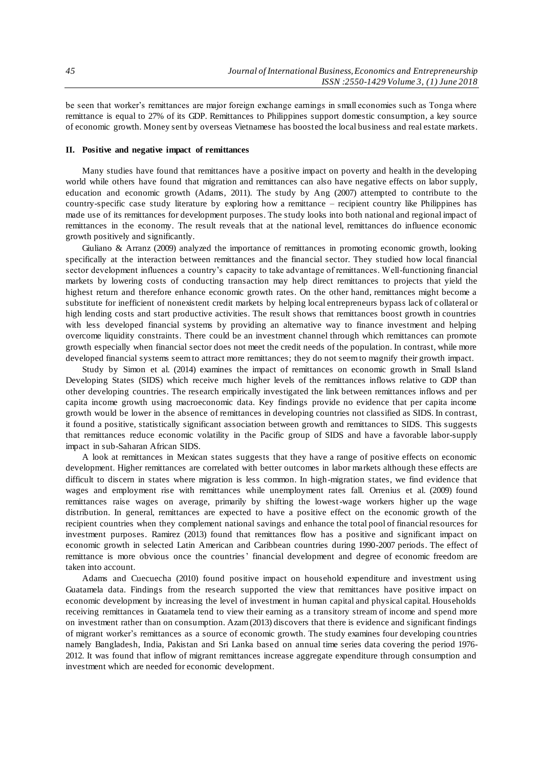be seen that worker's remittances are major foreign exchange earnings in small economies such as Tonga where remittance is equal to 27% of its GDP. Remittances to Philippines support domestic consumption, a key source of economic growth. Money sent by overseas Vietnamese has boosted the local business and real estate markets.

## II. Positive and negative impact of remittances

Many studies have found that remittances have a positive impact on poverty and health in the developing world while others have found that migration and remittances can also have negative effects on labor supply, education and economic growth (Adams, 2011). The study by Ang (2007) attempted to contribute to the country-specific case study literature by exploring how a remittance – recipient country like Philippines has made use of its remittances for development purposes. The study looks into both national and regional impact of remittances in the economy. The result reveals that at the national level, remittances do influence economic growth positively and significantly.

Giuliano & Arranz (2009) analyzed the importance of remittances in promoting economic growth, looking specifically at the interaction between remittances and the financial sector. They studied how local financial sector development influences a country's capacity to take advantage of remittances. Well-functioning financial markets by lowering costs of conducting transaction may help direct remittances to projects that yield the highest return and therefore enhance economic growth rates. On the other hand, remittances might become a substitute for inefficient of nonexistent credit markets by helping local entrepreneurs bypass lack of collateral or high lending costs and start productive activities. The result shows that remittances boost growth in countries with less developed financial systems by providing an alternative way to finance investment and helping overcome liquidity constraints. There could be an investment channel through which remittances can promote growth especially when financial sector does not meet the credit needs of the population. In contrast, while more developed financial systems seem to attract more remittances; they do not seem to magnify their growth impact.

Study by Simon et al. (2014) examines the impact of remittances on economic growth in Small Island Developing States (SIDS) which receive much higher levels of the remittances inflows relative to GDP than other developing countries. The research empirically investigated the link between remittances inflows and per capita income growth using macroeconomic data. Key findings provide no evidence that per capita income growth would be lower in the absence of remittances in developing countries not classified as SIDS. In contrast, it found a positive, statistically significant association between growth and remittances to SIDS. This suggests that remittances reduce economic volatility in the Pacific group of SIDS and have a favorable labor-supply impact in sub-Saharan African SIDS.

A look at remittances in Mexican states suggests that they have a range of positive effects on economic development. Higher remittances are correlated with better outcomes in labor markets although these effects are difficult to discern in states where migration is less common. In high-migration states, we find evidence that wages and employment rise with remittances while unemployment rates fall. Orrenius et al. (2009) found remittances raise wages on average, primarily by shifting the lowest-wage workers higher up the wage distribution. In general, remittances are expected to have a positive effect on the economic growth of the recipient countries when they complement national savings and enhance the total pool of financial resources for investment purposes. Ramirez (2013) found that remittances flow has a positive and significant impact on economic growth in selected Latin American and Caribbean countries during 1990-2007 periods. The effect of remittance is more obvious once the countries' financial development and degree of economic freedom are taken into account.

Adams and Cuecuecha (2010) found positive impact on household expenditure and investment using Guatamela data. Findings from the research supported the view that remittances have positive impact on economic development by increasing the level of investment in human capital and physical capital. Households receiving remittances in Guatamela tend to view their earning as a transitory stream of income and spend more on investment rather than on consumption. Azam (2013) discovers that there is evidence and significant findings of migrant worker's remittances as a source of economic growth. The study examines four developing countries namely Bangladesh, India, Pakistan and Sri Lanka based on annual time series data covering the period 1976-2012. It was found that inflow of migrant remittances increase aggregate expenditure through consumption and investment which are needed for economic development.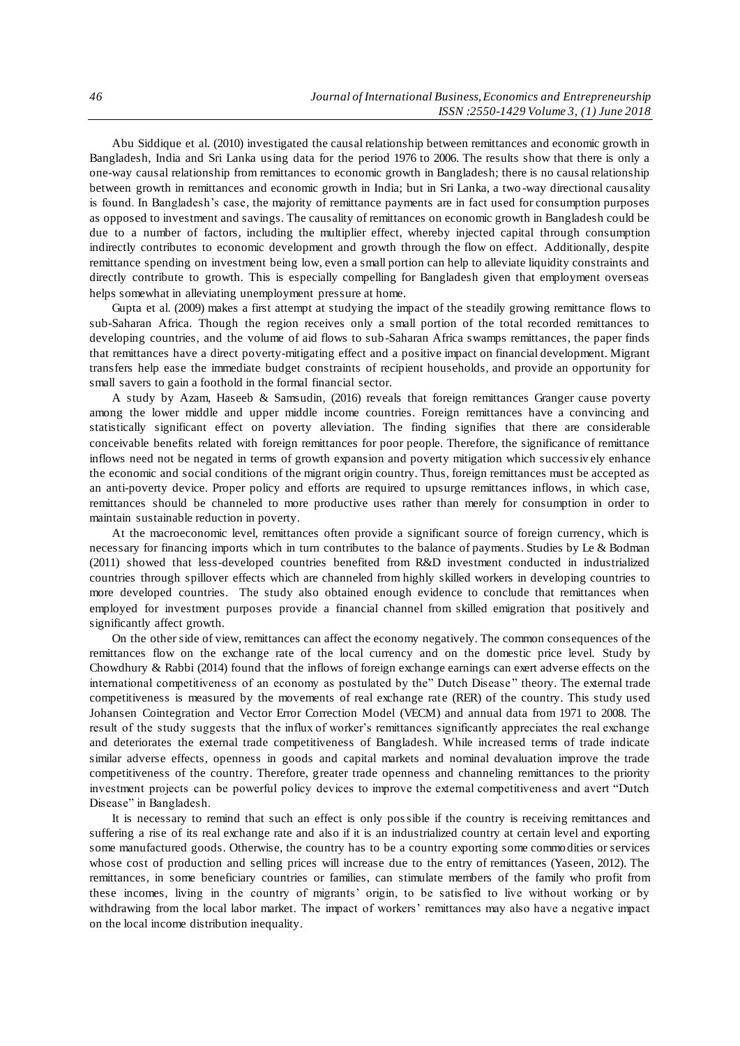Abu Siddique et al. (2010) investigated the causal relationship between remittances and economic growth in Bangladesh, India and Sri Lanka using data for the period 1976 to 2006. The results show that there is only a one-way causal relationship from remittances to economic growth in Bangladesh; there is no causal relationship between growth in remittances and economic growth in India; but in Sri Lanka, a two-way directional causality is found. In Bangladesh's case, the majority of remittance payments are in fact used for consumption purposes as opposed to investment and savings. The causality of remittances on economic growth in Bangladesh could be due to a number of factors, including the multiplier effect, whereby injected capital through consumption indirectly contributes to economic development and growth through the flow on effect. Additionally, despite remittance spending on investment being low, even a small portion can help to alleviate liquidity constraints and directly contribute to growth. This is especially compelling for Bangladesh given that employment overseas helps somewhat in alleviating unemployment pressure at home.

Gupta et al. (2009) makes a first attempt at studying the impact of the steadily growing remittance flows to sub-Saharan Africa. Though the region receives only a small portion of the total recorded remittances to developing countries, and the volume of aid flows to sub-Saharan Africa swamps remittances, the paper finds that remittances have a direct poverty-mitigating effect and a positive impact on financial development. Migrant transfers help ease the immediate budget constraints of recipient households, and provide an opportunity for small savers to gain a foothold in the formal financial sector.

A study by Azam, Haseeb & Samsudin, (2016) reveals that foreign remittances Granger cause poverty among the lower middle and upper middle income countries. Foreign remittances have a convincing and statistically significant effect on poverty alleviation. The finding signifies that there are considerable conceivable benefits related with foreign remittances for poor people. Therefore, the significance of remittance inflows need not be negated in terms of growth expansion and poverty mitigation which successively enhance the economic and social conditions of the migrant origin country. Thus, foreign remittances must be accepted as an anti-poverty device. Proper policy and efforts are required to upsurge remittances inflows, in which case, remittances should be channeled to more productive uses rather than merely for consumption in order to maintain sustainable reduction in poverty.

At the macroeconomic level, remittances often provide a significant source of foreign currency, which is necessary for financing imports which in turn contributes to the balance of payments. Studies by Le & Bodman (2011) showed that less-developed countries benefited from R&D investment conducted in industrialized countries through spillover effects which are channeled from highly skilled workers in developing countries to more developed countries. The study also obtained enough evidence to conclude that remittances when employed for investment purposes provide a financial channel from skilled emigration that positively and significantly affect growth.

On the other side of view, remittances can affect the economy negatively. The common consequences of the remittances flow on the exchange rate of the local currency and on the domestic price level. Study by Chowdhury & Rabbi (2014) found that the inflows of foreign exchange earnings can exert adverse effects on the international competitiveness of an economy as postulated by the" Dutch Disease" theory. The external trade competitiveness is measured by the movements of real exchange rate (RER) of the country. This study used Johansen Cointegration and Vector Error Correction Model (VECM) and annual data from 1971 to 2008. The result of the study suggests that the influx of worker's remittances significantly appreciates the real exchange and deteriorates the external trade competitiveness of Bangladesh. While increased terms of trade indicate similar adverse effects, openness in goods and capital markets and nominal devaluation improve the trade competitiveness of the country. Therefore, greater trade openness and channeling remittances to the priority investment projects can be powerful policy devices to improve the external competitiveness and avert "Dutch Disease" in Bangladesh.

It is necessary to remind that such an effect is only possible if the country is receiving remittances and suffering a rise of its real exchange rate and also if it is an industrialized country at certain level and exporting some manufactured goods. Otherwise, the country has to be a country exporting some commodities or services whose cost of production and selling prices will increase due to the entry of remittances (Yaseen, 2012). The remittances, in some beneficiary countries or families, can stimulate members of the family who profit from these incomes, living in the country of migrants' origin, to be satisfied to live without working or by withdrawing from the local labor market. The impact of workers' remittances may also have a negative impact on the local income distribution inequality.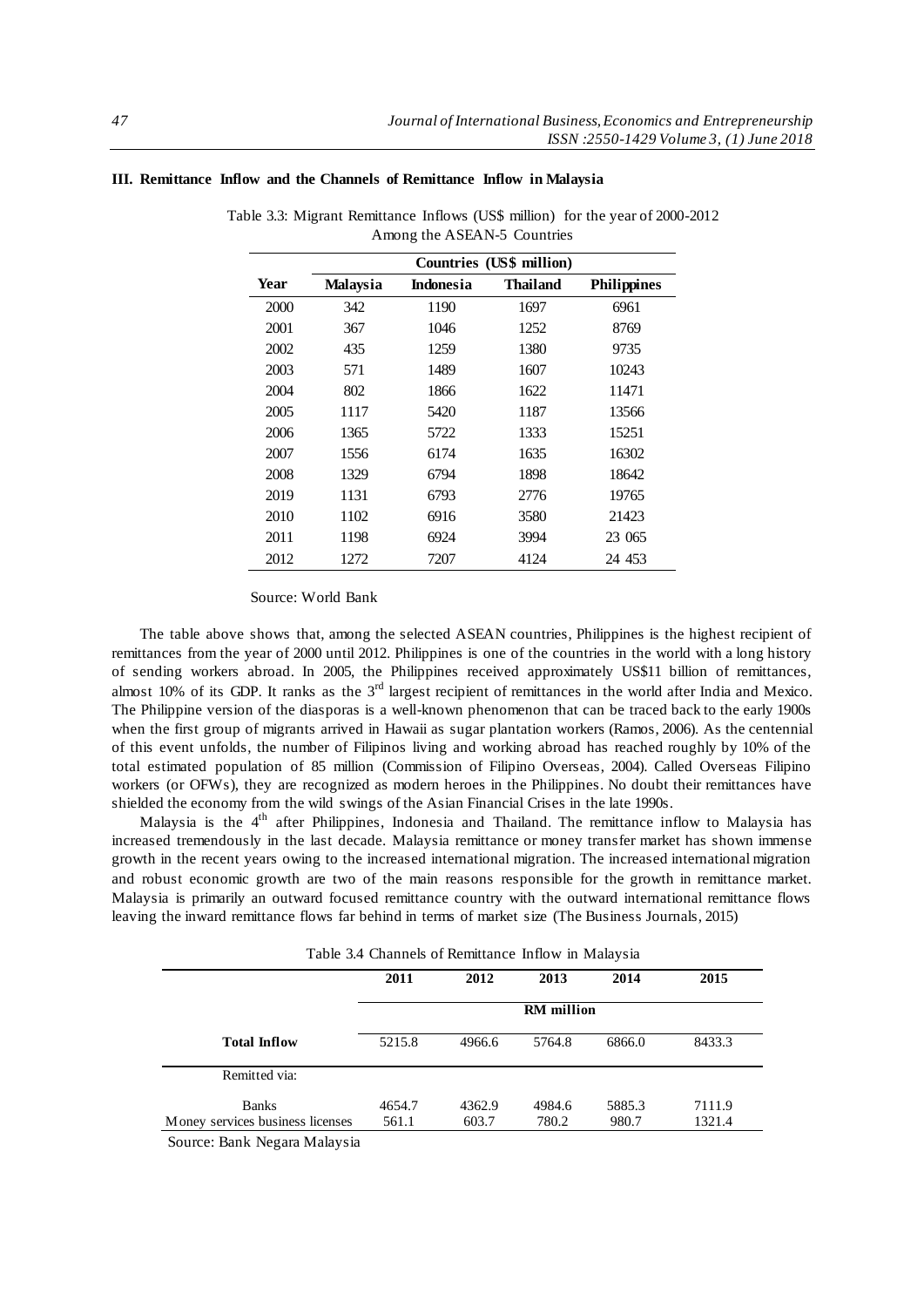### III. Remittance Inflow and the Channels of Remittance Inflow in Malaysia

Table 3.3: Migrant Remittance Inflows (US$ million) for the year of 2000-2012 Among the ASEAN-5 Countries

| Year | Countries (US$ million) | | | |
|---|---|---|---|---|
| | **Malaysia** | **Indonesia** | **Thailand** | **Philippines** |
| 2000 | 342 | 1190 | 1697 | 6961 |
| 2001 | 367 | 1046 | 1252 | 8769 |
| 2002 | 435 | 1259 | 1380 | 9735 |
| 2003 | 571 | 1489 | 1607 | 10243 |
| 2004 | 802 | 1866 | 1622 | 11471 |
| 2005 | 1117 | 5420 | 1187 | 13566 |
| 2006 | 1365 | 5722 | 1333 | 15251 |
| 2007 | 1556 | 6174 | 1635 | 16302 |
| 2008 | 1329 | 6794 | 1898 | 18642 |
| 2019 | 1131 | 6793 | 2776 | 19765 |
| 2010 | 1102 | 6916 | 3580 | 21423 |
| 2011 | 1198 | 6924 | 3994 | 23 065 |
| 2012 | 1272 | 7207 | 4124 | 24 453 |

Source: World Bank

The table above shows that, among the selected ASEAN countries, Philippines is the highest recipient of remittances from the year of 2000 until 2012. Philippines is one of the countries in the world with a long history of sending workers abroad. In 2005, the Philippines received approximately US$11 billion of remittances, almost 10% of its GDP. It ranks as the 3rd largest recipient of remittances in the world after India and Mexico. The Philippine version of the diasporas is a well-known phenomenon that can be traced back to the early 1900s when the first group of migrants arrived in Hawaii as sugar plantation workers (Ramos, 2006). As the centennial of this event unfolds, the number of Filipinos living and working abroad has reached roughly by 10% of the total estimated population of 85 million (Commission of Filipino Overseas, 2004). Called Overseas Filipino workers (or OFWs), they are recognized as modern heroes in the Philippines. No doubt their remittances have shielded the economy from the wild swings of the Asian Financial Crises in the late 1990s.

Malaysia is the 4th after Philippines, Indonesia and Thailand. The remittance inflow to Malaysia has increased tremendously in the last decade. Malaysia remittance or money transfer market has shown immense growth in the recent years owing to the increased international migration. The increased international migration and robust economic growth are two of the main reasons responsible for the growth in remittance market. Malaysia is primarily an outward focused remittance country with the outward international remittance flows leaving the inward remittance flows far behind in terms of market size (The Business Journals, 2015)

Table 3.4 Channels of Remittance Inflow in Malaysia

| | 2011 | 2012 | 2013 | 2014 | 2015 |
|---|---|---|---|---|---|
| | RM million | | | | |
| **Total Inflow** | 5215.8 | 4966.6 | 5764.8 | 6866.0 | 8433.3 |
| Remitted via: | | | | | |
| Banks | 4654.7 | 4362.9 | 4984.6 | 5885.3 | 7111.9 |
| Money services business licenses | 561.1 | 603.7 | 780.2 | 980.7 | 1321.4 |

Source: Bank Negara Malaysia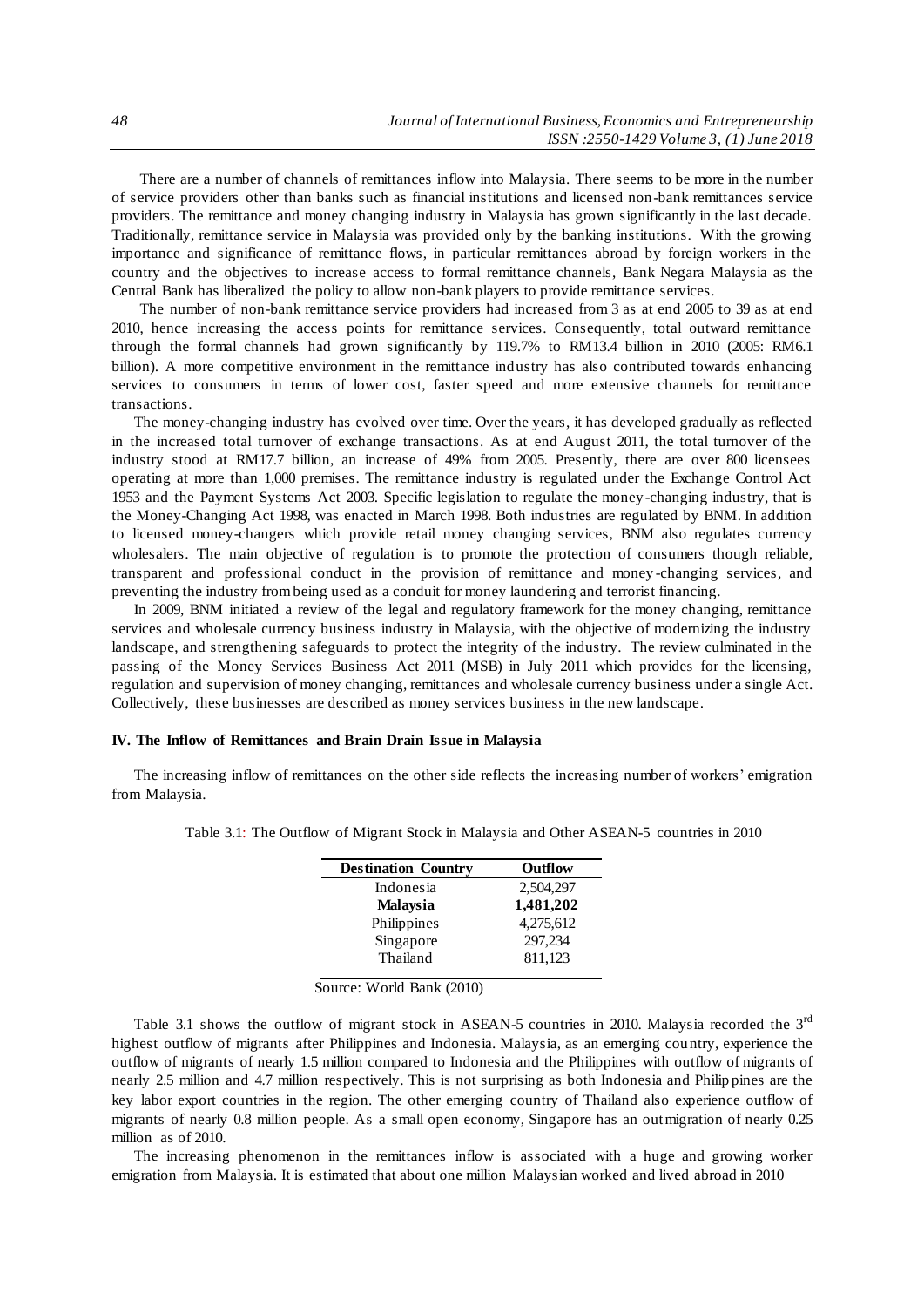There are a number of channels of remittances inflow into Malaysia. There seems to be more in the number of service providers other than banks such as financial institutions and licensed non-bank remittances service providers. The remittance and money changing industry in Malaysia has grown significantly in the last decade. Traditionally, remittance service in Malaysia was provided only by the banking institutions. With the growing importance and significance of remittance flows, in particular remittances abroad by foreign workers in the country and the objectives to increase access to formal remittance channels, Bank Negara Malaysia as the Central Bank has liberalized the policy to allow non-bank players to provide remittance services.

The number of non-bank remittance service providers had increased from 3 as at end 2005 to 39 as at end 2010, hence increasing the access points for remittance services. Consequently, total outward remittance through the formal channels had grown significantly by 119.7% to RM13.4 billion in 2010 (2005: RM6.1 billion). A more competitive environment in the remittance industry has also contributed towards enhancing services to consumers in terms of lower cost, faster speed and more extensive channels for remittance transactions.

The money-changing industry has evolved over time. Over the years, it has developed gradually as reflected in the increased total turnover of exchange transactions. As at end August 2011, the total turnover of the industry stood at RM17.7 billion, an increase of 49% from 2005. Presently, there are over 800 licensees operating at more than 1,000 premises. The remittance industry is regulated under the Exchange Control Act 1953 and the Payment Systems Act 2003. Specific legislation to regulate the money-changing industry, that is the Money-Changing Act 1998, was enacted in March 1998. Both industries are regulated by BNM. In addition to licensed money-changers which provide retail money changing services, BNM also regulates currency wholesalers. The main objective of regulation is to promote the protection of consumers though reliable, transparent and professional conduct in the provision of remittance and money-changing services, and preventing the industry from being used as a conduit for money laundering and terrorist financing.

In 2009, BNM initiated a review of the legal and regulatory framework for the money changing, remittance services and wholesale currency business industry in Malaysia, with the objective of modernizing the industry landscape, and strengthening safeguards to protect the integrity of the industry. The review culminated in the passing of the Money Services Business Act 2011 (MSB) in July 2011 which provides for the licensing, regulation and supervision of money changing, remittances and wholesale currency business under a single Act. Collectively, these businesses are described as money services business in the new landscape.

## IV. The Inflow of Remittances and Brain Drain Issue in Malaysia

The increasing inflow of remittances on the other side reflects the increasing number of workers' emigration from Malaysia.

Table 3.1: The Outflow of Migrant Stock in Malaysia and Other ASEAN-5 countries in 2010

| Destination Country | Outflow |
|---|---|
| Indonesia | 2,504,297 |
| **Malaysia** | **1,481,202** |
| Philippines | 4,275,612 |
| Singapore | 297,234 |
| Thailand | 811,123 |

Source: World Bank (2010)

Table 3.1 shows the outflow of migrant stock in ASEAN-5 countries in 2010. Malaysia recorded the 3rd highest outflow of migrants after Philippines and Indonesia. Malaysia, as an emerging country, experience the outflow of migrants of nearly 1.5 million compared to Indonesia and the Philippines with outflow of migrants of nearly 2.5 million and 4.7 million respectively. This is not surprising as both Indonesia and Philippines are the key labor export countries in the region. The other emerging country of Thailand also experience outflow of migrants of nearly 0.8 million people. As a small open economy, Singapore has an outmigration of nearly 0.25 million as of 2010.

The increasing phenomenon in the remittances inflow is associated with a huge and growing worker emigration from Malaysia. It is estimated that about one million Malaysian worked and lived abroad in 2010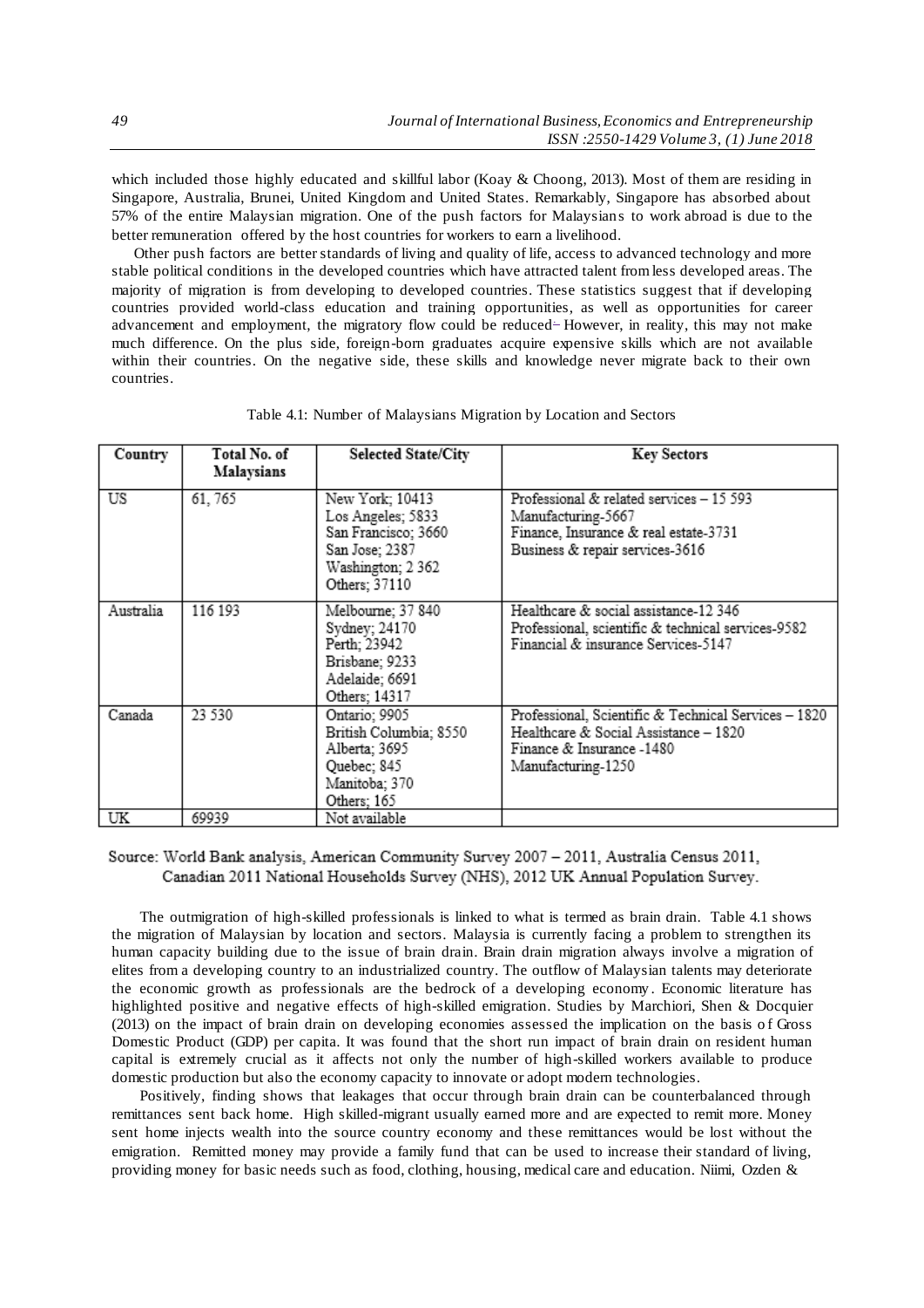which included those highly educated and skillful labor (Koay & Choong, 2013). Most of them are residing in Singapore, Australia, Brunei, United Kingdom and United States. Remarkably, Singapore has absorbed about 57% of the entire Malaysian migration. One of the push factors for Malaysians to work abroad is due to the better remuneration offered by the host countries for workers to earn a livelihood.

Other push factors are better standards of living and quality of life, access to advanced technology and more stable political conditions in the developed countries which have attracted talent from less developed areas. The majority of migration is from developing to developed countries. These statistics suggest that if developing countries provided world-class education and training opportunities, as well as opportunities for career advancement and employment, the migratory flow could be reduced. However, in reality, this may not make much difference. On the plus side, foreign-born graduates acquire expensive skills which are not available within their countries. On the negative side, these skills and knowledge never migrate back to their own countries.

Table 4.1: Number of Malaysians Migration by Location and Sectors

| Country | Total No. of Malaysians | Selected State/City | Key Sectors |
|---|---|---|---|
| US | 61, 765 | New York; 10413<br>Los Angeles; 5833<br>San Francisco; 3660<br>San Jose; 2387<br>Washington; 2 362<br>Others; 37110 | Professional & related services – 15 593<br>Manufacturing-5667<br>Finance, Insurance & real estate-3731<br>Business & repair services-3616 |
| Australia | 116 193 | Melbourne; 37 840<br>Sydney; 24170<br>Perth; 23942<br>Brisbane; 9233<br>Adelaide; 6691<br>Others; 14317 | Healthcare & social assistance-12 346<br>Professional, scientific & technical services-9582<br>Financial & insurance Services-5147 |
| Canada | 23 530 | Ontario; 9905<br>British Columbia; 8550<br>Alberta; 3695<br>Quebec; 845<br>Manitoba; 370<br>Others; 165 | Professional, Scientific & Technical Services – 1820<br>Healthcare & Social Assistance – 1820<br>Finance & Insurance -1480<br>Manufacturing-1250 |
| UK | 69939 | Not available | |

Source: World Bank analysis, American Community Survey 2007 – 2011, Australia Census 2011, Canadian 2011 National Households Survey (NHS), 2012 UK Annual Population Survey.

The outmigration of high-skilled professionals is linked to what is termed as brain drain. Table 4.1 shows the migration of Malaysian by location and sectors. Malaysia is currently facing a problem to strengthen its human capacity building due to the issue of brain drain. Brain drain migration always involve a migration of elites from a developing country to an industrialized country. The outflow of Malaysian talents may deteriorate the economic growth as professionals are the bedrock of a developing economy. Economic literature has highlighted positive and negative effects of high-skilled emigration. Studies by Marchiori, Shen & Docquier (2013) on the impact of brain drain on developing economies assessed the implication on the basis of Gross Domestic Product (GDP) per capita. It was found that the short run impact of brain drain on resident human capital is extremely crucial as it affects not only the number of high-skilled workers available to produce domestic production but also the economy capacity to innovate or adopt modern technologies.

Positively, finding shows that leakages that occur through brain drain can be counterbalanced through remittances sent back home. High skilled-migrant usually earned more and are expected to remit more. Money sent home injects wealth into the source country economy and these remittances would be lost without the emigration. Remitted money may provide a family fund that can be used to increase their standard of living, providing money for basic needs such as food, clothing, housing, medical care and education. Niimi, Ozden &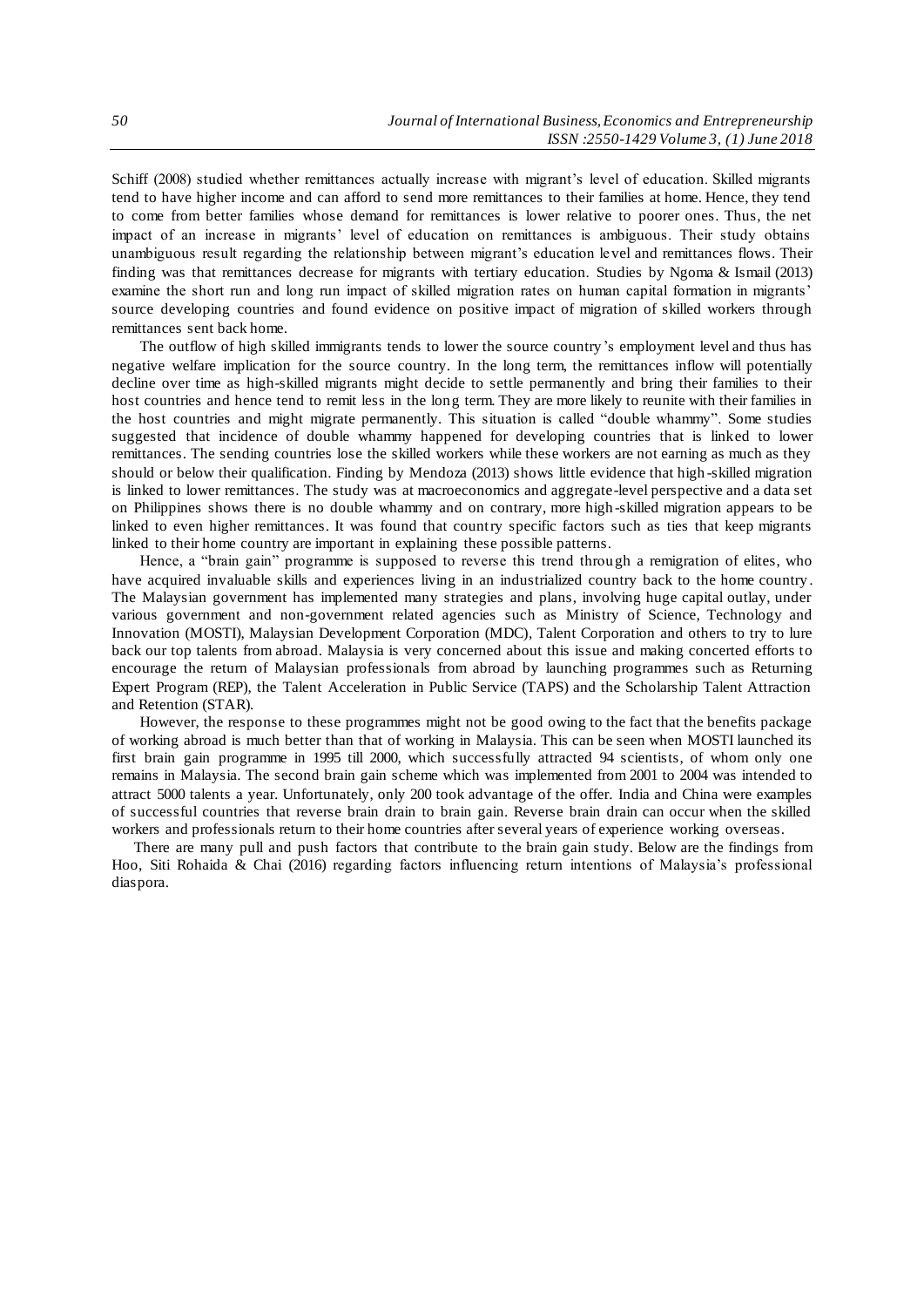Schiff (2008) studied whether remittances actually increase with migrant's level of education. Skilled migrants tend to have higher income and can afford to send more remittances to their families at home. Hence, they tend to come from better families whose demand for remittances is lower relative to poorer ones. Thus, the net impact of an increase in migrants' level of education on remittances is ambiguous. Their study obtains unambiguous result regarding the relationship between migrant's education level and remittances flows. Their finding was that remittances decrease for migrants with tertiary education. Studies by Ngoma & Ismail (2013) examine the short run and long run impact of skilled migration rates on human capital formation in migrants' source developing countries and found evidence on positive impact of migration of skilled workers through remittances sent back home.

The outflow of high skilled immigrants tends to lower the source country's employment level and thus has negative welfare implication for the source country. In the long term, the remittances inflow will potentially decline over time as high-skilled migrants might decide to settle permanently and bring their families to their host countries and hence tend to remit less in the long term. They are more likely to reunite with their families in the host countries and might migrate permanently. This situation is called "double whammy". Some studies suggested that incidence of double whammy happened for developing countries that is linked to lower remittances. The sending countries lose the skilled workers while these workers are not earning as much as they should or below their qualification. Finding by Mendoza (2013) shows little evidence that high-skilled migration is linked to lower remittances. The study was at macroeconomics and aggregate-level perspective and a data set on Philippines shows there is no double whammy and on contrary, more high-skilled migration appears to be linked to even higher remittances. It was found that country specific factors such as ties that keep migrants linked to their home country are important in explaining these possible patterns.

Hence, a "brain gain" programme is supposed to reverse this trend through a remigration of elites, who have acquired invaluable skills and experiences living in an industrialized country back to the home country. The Malaysian government has implemented many strategies and plans, involving huge capital outlay, under various government and non-government related agencies such as Ministry of Science, Technology and Innovation (MOSTI), Malaysian Development Corporation (MDC), Talent Corporation and others to try to lure back our top talents from abroad. Malaysia is very concerned about this issue and making concerted efforts to encourage the return of Malaysian professionals from abroad by launching programmes such as Returning Expert Program (REP), the Talent Acceleration in Public Service (TAPS) and the Scholarship Talent Attraction and Retention (STAR).

However, the response to these programmes might not be good owing to the fact that the benefits package of working abroad is much better than that of working in Malaysia. This can be seen when MOSTI launched its first brain gain programme in 1995 till 2000, which successfully attracted 94 scientists, of whom only one remains in Malaysia. The second brain gain scheme which was implemented from 2001 to 2004 was intended to attract 5000 talents a year. Unfortunately, only 200 took advantage of the offer. India and China were examples of successful countries that reverse brain drain to brain gain. Reverse brain drain can occur when the skilled workers and professionals return to their home countries after several years of experience working overseas.

There are many pull and push factors that contribute to the brain gain study. Below are the findings from Hoo, Siti Rohaida & Chai (2016) regarding factors influencing return intentions of Malaysia's professional diaspora.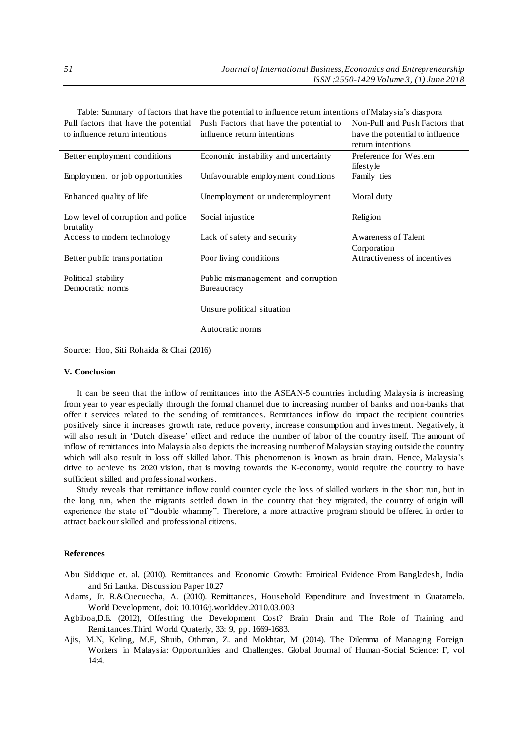Table: Summary of factors that have the potential to influence return intentions of Malaysia's diaspora

| Pull factors that have the potential to influence return intentions | Push Factors that have the potential to influence return intentions | Non-Pull and Push Factors that have the potential to influence return intentions |
|---|---|---|
| Better employment conditions | Economic instability and uncertainty | Preference for Western lifestyle |
| Employment or job opportunities | Unfavourable employment conditions | Family ties |
| Enhanced quality of life | Unemployment or underemployment | Moral duty |
| Low level of corruption and police brutality | Social injustice | Religion |
| Access to modern technology | Lack of safety and security | Awareness of Talent Corporation |
| Better public transportation | Poor living conditions | Attractiveness of incentives |
| Political stability | Public mismanagement and corruption | |
| Democratic norms | Bureaucracy | |
| | Unsure political situation | |
| | Autocratic norms | |

Source: Hoo, Siti Rohaida & Chai (2016)

### V. Conclusion

It can be seen that the inflow of remittances into the ASEAN-5 countries including Malaysia is increasing from year to year especially through the formal channel due to increasing number of banks and non-banks that offer t services related to the sending of remittances. Remittances inflow do impact the recipient countries positively since it increases growth rate, reduce poverty, increase consumption and investment. Negatively, it will also result in 'Dutch disease' effect and reduce the number of labor of the country itself. The amount of inflow of remittances into Malaysia also depicts the increasing number of Malaysian staying outside the country which will also result in loss off skilled labor. This phenomenon is known as brain drain. Hence, Malaysia's drive to achieve its 2020 vision, that is moving towards the K-economy, would require the country to have sufficient skilled and professional workers.

Study reveals that remittance inflow could counter cycle the loss of skilled workers in the short run, but in the long run, when the migrants settled down in the country that they migrated, the country of origin will experience the state of "double whammy". Therefore, a more attractive program should be offered in order to attract back our skilled and professional citizens.

### References

Abu Siddique et. al. (2010). Remittances and Economic Growth: Empirical Evidence From Bangladesh, India and Sri Lanka. Discussion Paper 10.27

Adams, Jr. R.&Cuecuecha, A. (2010). Remittances, Household Expenditure and Investment in Guatamela. World Development, doi: 10.1016/j.worlddev.2010.03.003

Agbiboa,D.E. (2012), Offestting the Development Cost? Brain Drain and The Role of Training and Remittances.Third World Quaterly, 33: 9, pp. 1669-1683.

Ajis, M.N, Keling, M.F, Shuib, Othman, Z. and Mokhtar, M (2014). The Dilemma of Managing Foreign Workers in Malaysia: Opportunities and Challenges. Global Journal of Human-Social Science: F, vol 14:4.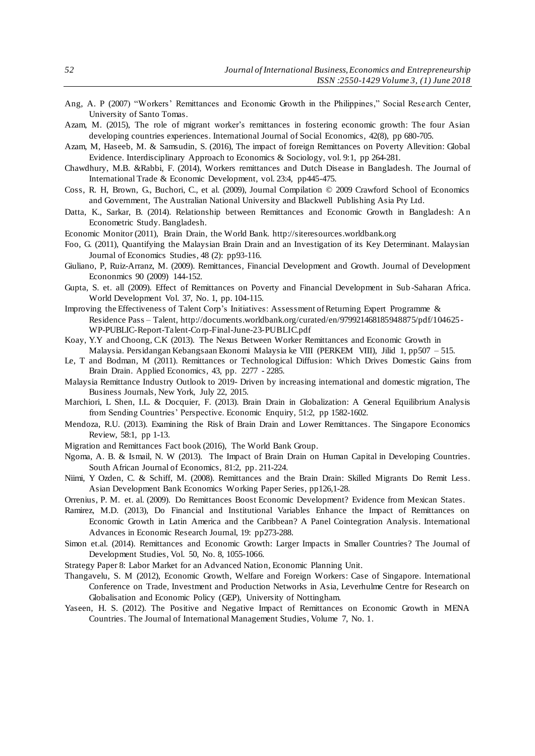Ang, A. P (2007) "Workers' Remittances and Economic Growth in the Philippines," Social Research Center, University of Santo Tomas.

Azam, M. (2015), The role of migrant worker's remittances in fostering economic growth: The four Asian developing countries experiences. International Journal of Social Economics, 42(8), pp 680-705.

Azam, M, Haseeb, M. & Samsudin, S. (2016), The impact of foreign Remittances on Poverty Allevition: Global Evidence. Interdisciplinary Approach to Economics & Sociology, vol. 9:1, pp 264-281.

Chawdhury, M.B. &Rabbi, F. (2014), Workers remittances and Dutch Disease in Bangladesh. The Journal of International Trade & Economic Development, vol. 23:4, pp445-475.

Coss, R. H, Brown, G., Buchori, C., et al. (2009), Journal Compilation © 2009 Crawford School of Economics and Government, The Australian National University and Blackwell Publishing Asia Pty Ltd.

Datta, K., Sarkar, B. (2014). Relationship between Remittances and Economic Growth in Bangladesh: An Econometric Study. Bangladesh.

Economic Monitor (2011), Brain Drain, the World Bank. http://siteresources.worldbank.org

Foo, G. (2011), Quantifying the Malaysian Brain Drain and an Investigation of its Key Determinant. Malaysian Journal of Economics Studies, 48 (2): pp93-116.

Giuliano, P, Ruiz-Arranz, M. (2009). Remittances, Financial Development and Growth. Journal of Development Econonmics 90 (2009) 144-152.

Gupta, S. et. all (2009). Effect of Remittances on Poverty and Financial Development in Sub-Saharan Africa. World Development Vol. 37, No. 1, pp. 104-115.

Improving the Effectiveness of Talent Corp's Initiatives: Assessment of Returning Expert Programme & Residence Pass – Talent, http://documents.worldbank.org/curated/en/979921468185948875/pdf/104625-WP-PUBLIC-Report-Talent-Corp-Final-June-23-PUBLIC.pdf

Koay, Y.Y and Choong, C.K (2013). The Nexus Between Worker Remittances and Economic Growth in Malaysia. Persidangan Kebangsaan Ekonomi Malaysia ke VIII (PERKEM VIII), Jilid 1, pp507 – 515.

Le, T and Bodman, M (2011). Remittances or Technological Diffusion: Which Drives Domestic Gains from Brain Drain. Applied Economics, 43, pp. 2277 - 2285.

Malaysia Remittance Industry Outlook to 2019- Driven by increasing international and domestic migration, The Business Journals, New York, July 22, 2015.

Marchiori, L Shen, I.L. & Docquier, F. (2013). Brain Drain in Globalization: A General Equilibrium Analysis from Sending Countries' Perspective. Economic Enquiry, 51:2, pp 1582-1602.

Mendoza, R.U. (2013). Examining the Risk of Brain Drain and Lower Remittances. The Singapore Economics Review, 58:1, pp 1-13.

Migration and Remittances Fact book (2016), The World Bank Group.

Ngoma, A. B. & Ismail, N. W (2013). The Impact of Brain Drain on Human Capital in Developing Countries. South African Journal of Economics, 81:2, pp. 211-224.

Niimi, Y Ozden, C. & Schiff, M. (2008). Remittances and the Brain Drain: Skilled Migrants Do Remit Less. Asian Development Bank Economics Working Paper Series, pp126,1-28.

Orrenius, P. M. et. al. (2009). Do Remittances Boost Economic Development? Evidence from Mexican States.

Ramirez, M.D. (2013), Do Financial and Institutional Variables Enhance the Impact of Remittances on Economic Growth in Latin America and the Caribbean? A Panel Cointegration Analysis. International Advances in Economic Research Journal, 19: pp273-288.

Simon et.al. (2014). Remittances and Economic Growth: Larger Impacts in Smaller Countries? The Journal of Development Studies, Vol. 50, No. 8, 1055-1066.

Strategy Paper 8: Labor Market for an Advanced Nation, Economic Planning Unit.

Thangavelu, S. M (2012), Economic Growth, Welfare and Foreign Workers: Case of Singapore. International Conference on Trade, Investment and Production Networks in Asia, Leverhulme Centre for Research on Globalisation and Economic Policy (GEP), University of Nottingham.

Yaseen, H. S. (2012). The Positive and Negative Impact of Remittances on Economic Growth in MENA Countries. The Journal of International Management Studies, Volume 7, No. 1.